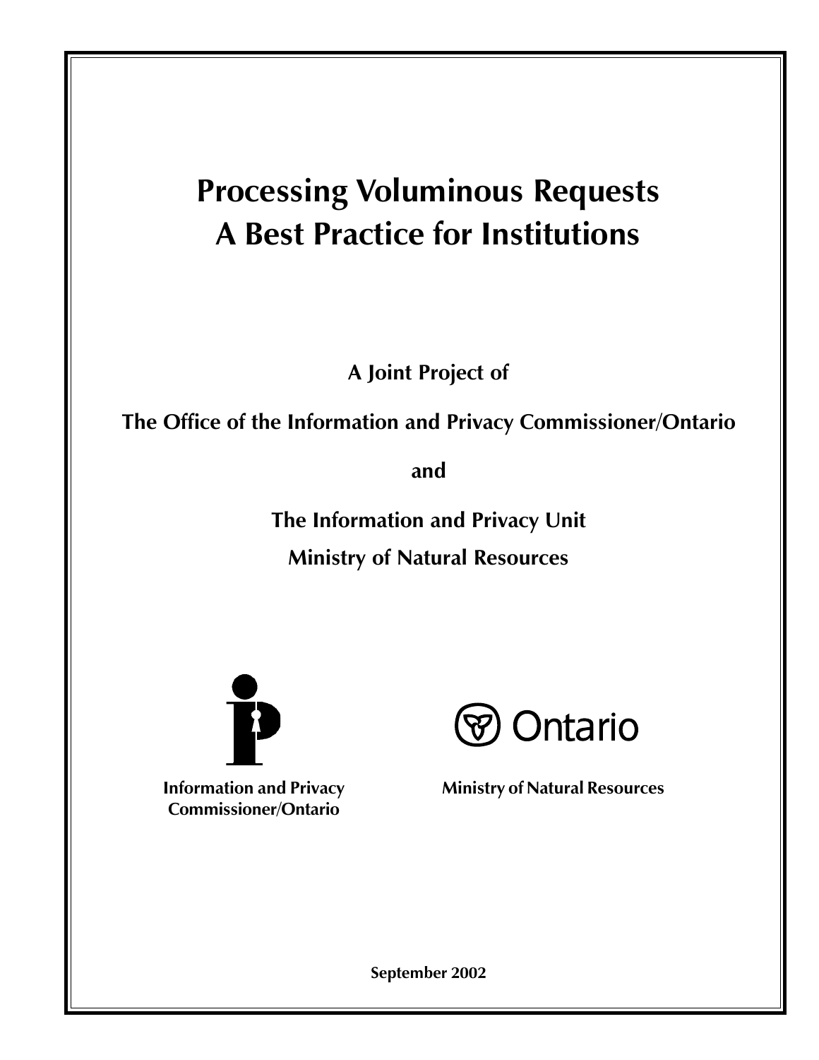# Processing Voluminous Requests
# A Best Practice for Institutions

**A Joint Project of**

**The Office of the Information and Privacy Commissioner/Ontario**

**and**

**The Information and Privacy Unit**

**Ministry of Natural Resources**

Ontario

**Information and Privacy Commissioner/Ontario**

**Ministry of Natural Resources**

**September 2002**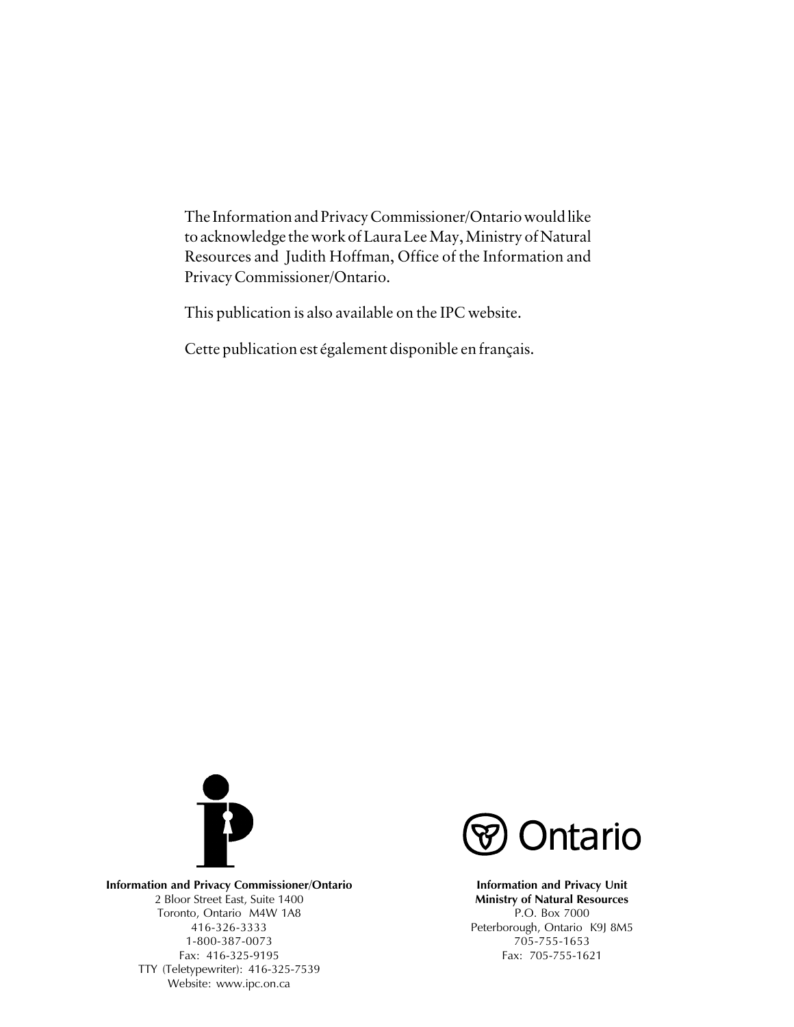The Information and Privacy Commissioner/Ontario would like to acknowledge the work of Laura Lee May, Ministry of Natural Resources and Judith Hoffman, Office of the Information and Privacy Commissioner/Ontario.

This publication is also available on the IPC website.

Cette publication est également disponible en français.

**Information and Privacy Commissioner/Ontario**
2 Bloor Street East, Suite 1400
Toronto, Ontario M4W 1A8
416-326-3333
1-800-387-0073
Fax: 416-325-9195
TTY (Teletypewriter): 416-325-7539
Website: www.ipc.on.ca

Ontario

**Information and Privacy Unit**
**Ministry of Natural Resources**
P.O. Box 7000
Peterborough, Ontario K9J 8M5
705-755-1653
Fax: 705-755-1621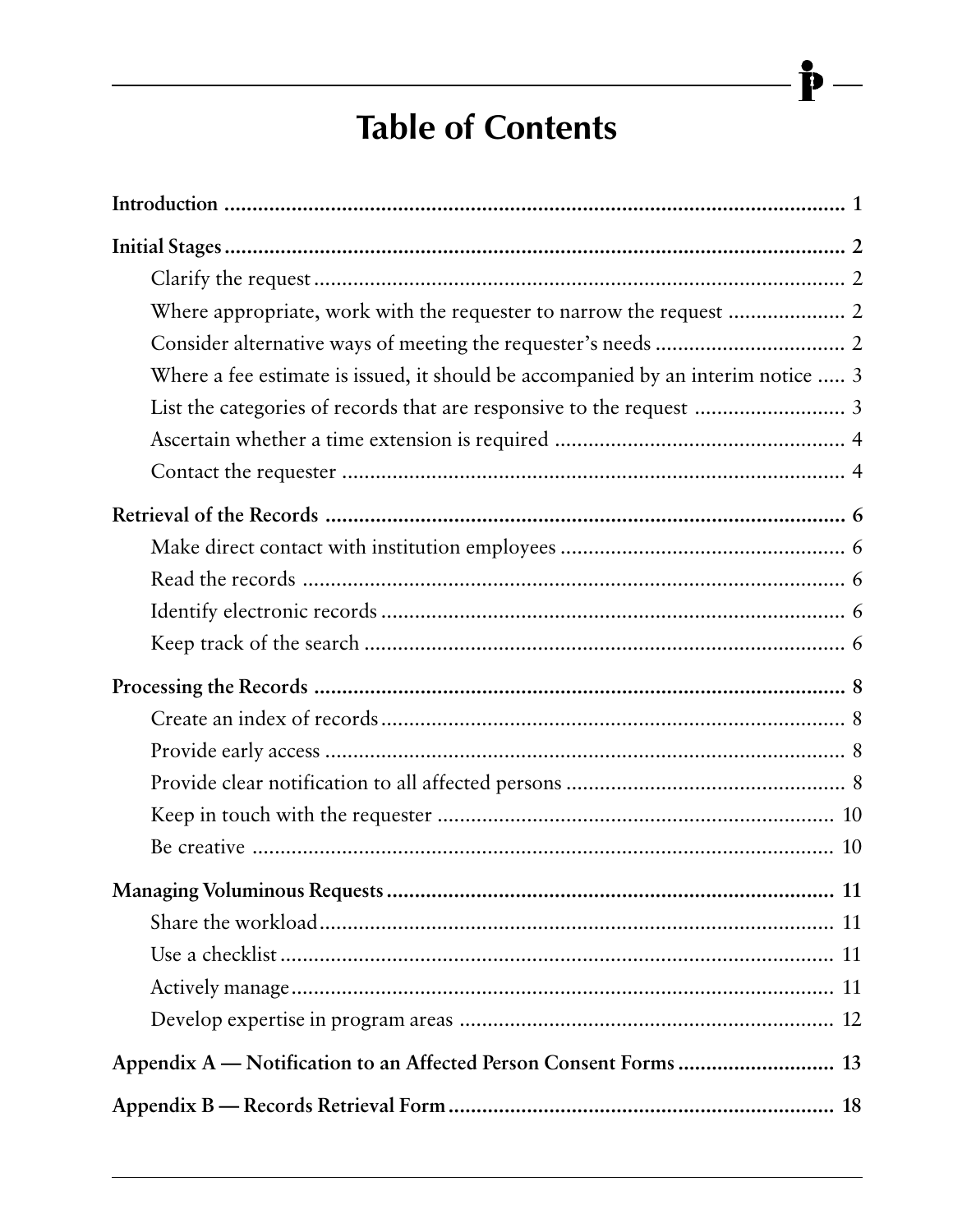# Table of Contents

**Introduction** ........................................................................................................ 1

**Initial Stages** ........................................................................................................ 2

- Clarify the request ........................................................................................ 2
- Where appropriate, work with the requester to narrow the request .................... 2
- Consider alternative ways of meeting the requester's needs ................................. 2
- Where a fee estimate is issued, it should be accompanied by an interim notice ..... 3
- List the categories of records that are responsive to the request .......................... 3
- Ascertain whether a time extension is required .................................................... 4
- Contact the requester ........................................................................................ 4

**Retrieval of the Records** ........................................................................................ 6

- Make direct contact with institution employees ................................................... 6
- Read the records ................................................................................................ 6
- Identify electronic records .................................................................................. 6
- Keep track of the search ..................................................................................... 6

**Processing the Records** .......................................................................................... 8

- Create an index of records .................................................................................. 8
- Provide early access ........................................................................................... 8
- Provide clear notification to all affected persons ................................................. 8
- Keep in touch with the requester ....................................................................... 10
- Be creative ....................................................................................................... 10

**Managing Voluminous Requests** ........................................................................... 11

- Share the workload ........................................................................................... 11
- Use a checklist .................................................................................................. 11
- Actively manage ............................................................................................... 11
- Develop expertise in program areas .................................................................. 12

**Appendix A — Notification to an Affected Person Consent Forms** ............................ 13

**Appendix B — Records Retrieval Form** ................................................................... 18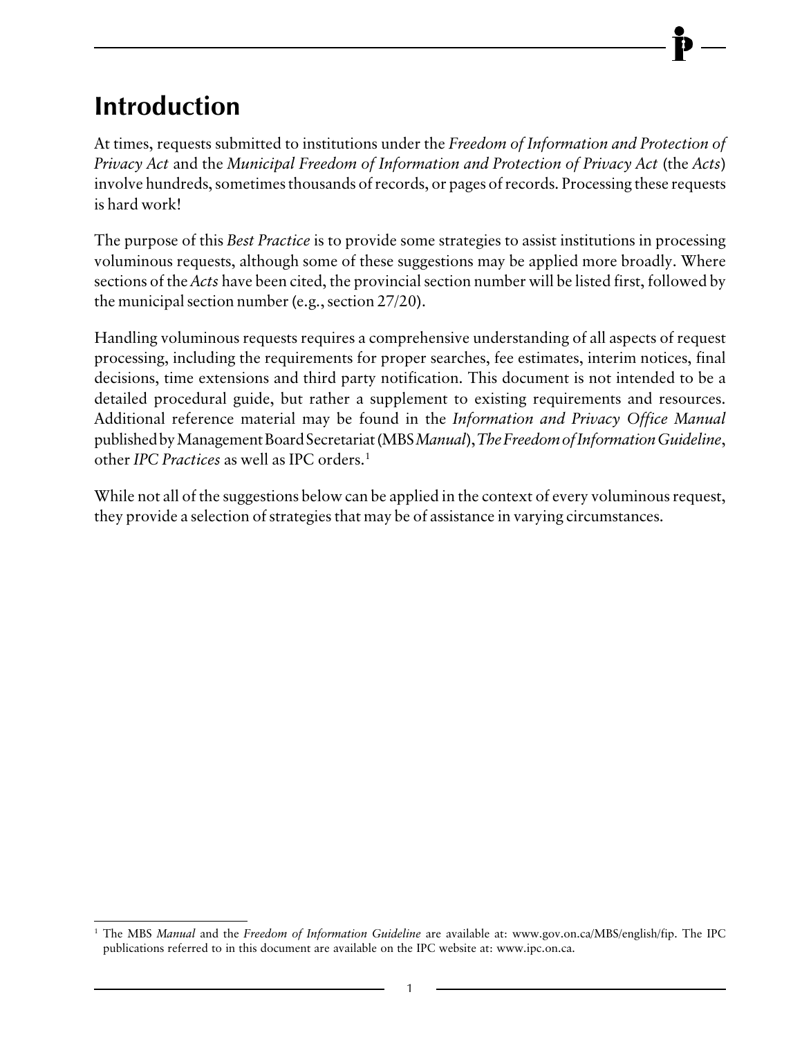# Introduction

At times, requests submitted to institutions under the *Freedom of Information and Protection of Privacy Act* and the *Municipal Freedom of Information and Protection of Privacy Act* (the *Acts*) involve hundreds, sometimes thousands of records, or pages of records. Processing these requests is hard work!

The purpose of this *Best Practice* is to provide some strategies to assist institutions in processing voluminous requests, although some of these suggestions may be applied more broadly. Where sections of the *Acts* have been cited, the provincial section number will be listed first, followed by the municipal section number (e.g., section 27/20).

Handling voluminous requests requires a comprehensive understanding of all aspects of request processing, including the requirements for proper searches, fee estimates, interim notices, final decisions, time extensions and third party notification. This document is not intended to be a detailed procedural guide, but rather a supplement to existing requirements and resources. Additional reference material may be found in the *Information and Privacy Office Manual* published by Management Board Secretariat (MBS *Manual*), *The Freedom of Information Guideline*, other *IPC Practices* as well as IPC orders.[1]

While not all of the suggestions below can be applied in the context of every voluminous request, they provide a selection of strategies that may be of assistance in varying circumstances.

[1] The MBS *Manual* and the *Freedom of Information Guideline* are available at: www.gov.on.ca/MBS/english/fip. The IPC publications referred to in this document are available on the IPC website at: www.ipc.on.ca.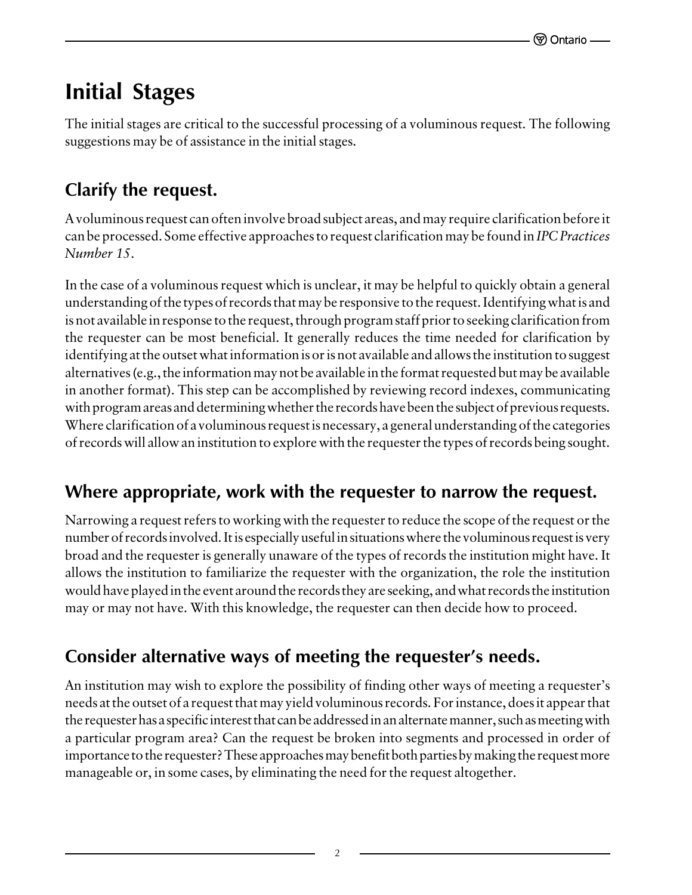# Initial Stages

The initial stages are critical to the successful processing of a voluminous request. The following suggestions may be of assistance in the initial stages.

## Clarify the request.

A voluminous request can often involve broad subject areas, and may require clarification before it can be processed. Some effective approaches to request clarification may be found in *IPC Practices Number 15*.

In the case of a voluminous request which is unclear, it may be helpful to quickly obtain a general understanding of the types of records that may be responsive to the request. Identifying what is and is not available in response to the request, through program staff prior to seeking clarification from the requester can be most beneficial. It generally reduces the time needed for clarification by identifying at the outset what information is or is not available and allows the institution to suggest alternatives (e.g., the information may not be available in the format requested but may be available in another format). This step can be accomplished by reviewing record indexes, communicating with program areas and determining whether the records have been the subject of previous requests. Where clarification of a voluminous request is necessary, a general understanding of the categories of records will allow an institution to explore with the requester the types of records being sought.

## Where appropriate, work with the requester to narrow the request.

Narrowing a request refers to working with the requester to reduce the scope of the request or the number of records involved. It is especially useful in situations where the voluminous request is very broad and the requester is generally unaware of the types of records the institution might have. It allows the institution to familiarize the requester with the organization, the role the institution would have played in the event around the records they are seeking, and what records the institution may or may not have. With this knowledge, the requester can then decide how to proceed.

## Consider alternative ways of meeting the requester's needs.

An institution may wish to explore the possibility of finding other ways of meeting a requester's needs at the outset of a request that may yield voluminous records. For instance, does it appear that the requester has a specific interest that can be addressed in an alternate manner, such as meeting with a particular program area? Can the request be broken into segments and processed in order of importance to the requester? These approaches may benefit both parties by making the request more manageable or, in some cases, by eliminating the need for the request altogether.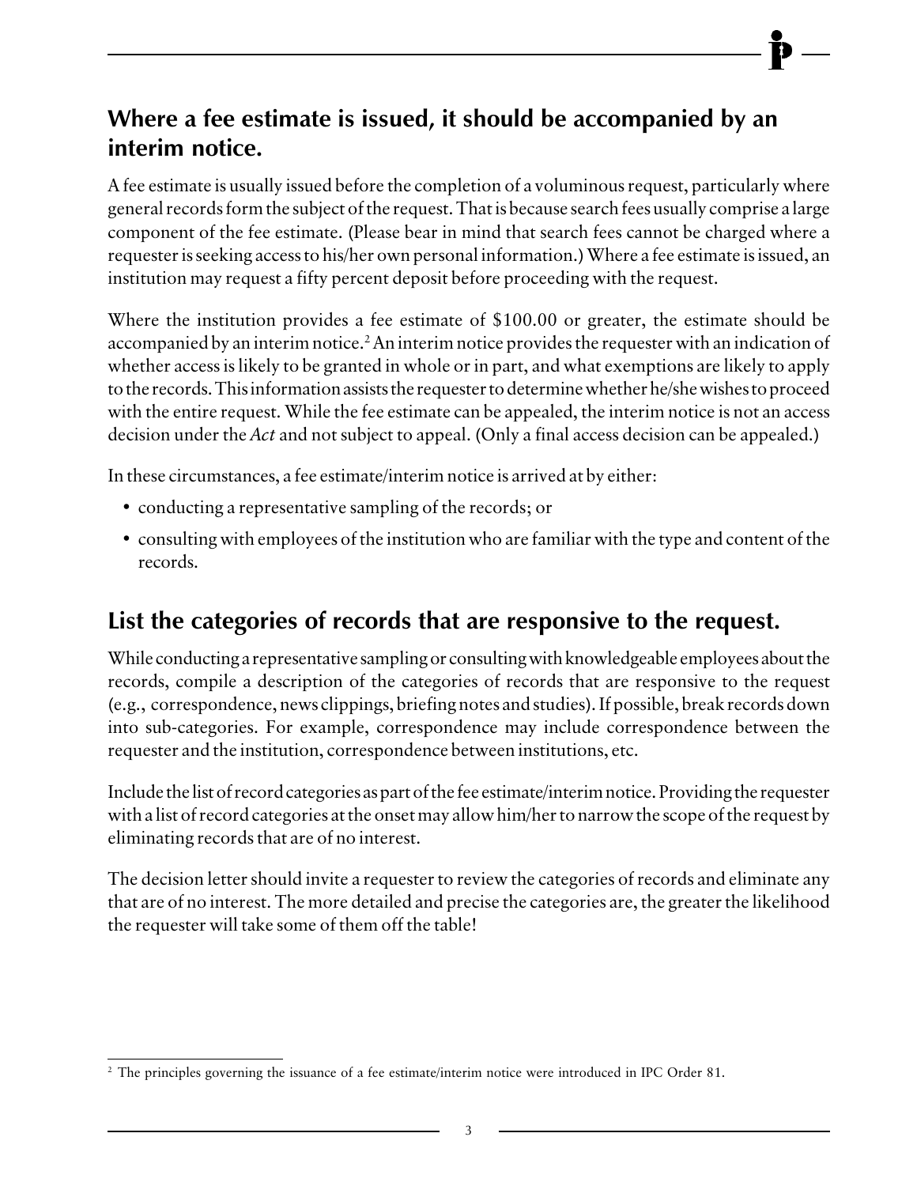## Where a fee estimate is issued, it should be accompanied by an interim notice.

A fee estimate is usually issued before the completion of a voluminous request, particularly where general records form the subject of the request. That is because search fees usually comprise a large component of the fee estimate. (Please bear in mind that search fees cannot be charged where a requester is seeking access to his/her own personal information.) Where a fee estimate is issued, an institution may request a fifty percent deposit before proceeding with the request.

Where the institution provides a fee estimate of $100.00 or greater, the estimate should be accompanied by an interim notice.[2] An interim notice provides the requester with an indication of whether access is likely to be granted in whole or in part, and what exemptions are likely to apply to the records. This information assists the requester to determine whether he/she wishes to proceed with the entire request. While the fee estimate can be appealed, the interim notice is not an access decision under the *Act* and not subject to appeal. (Only a final access decision can be appealed.)

In these circumstances, a fee estimate/interim notice is arrived at by either:

- conducting a representative sampling of the records; or
- consulting with employees of the institution who are familiar with the type and content of the records.

## List the categories of records that are responsive to the request.

While conducting a representative sampling or consulting with knowledgeable employees about the records, compile a description of the categories of records that are responsive to the request (e.g., correspondence, news clippings, briefing notes and studies). If possible, break records down into sub-categories. For example, correspondence may include correspondence between the requester and the institution, correspondence between institutions, etc.

Include the list of record categories as part of the fee estimate/interim notice. Providing the requester with a list of record categories at the onset may allow him/her to narrow the scope of the request by eliminating records that are of no interest.

The decision letter should invite a requester to review the categories of records and eliminate any that are of no interest. The more detailed and precise the categories are, the greater the likelihood the requester will take some of them off the table!

---

[2] The principles governing the issuance of a fee estimate/interim notice were introduced in IPC Order 81.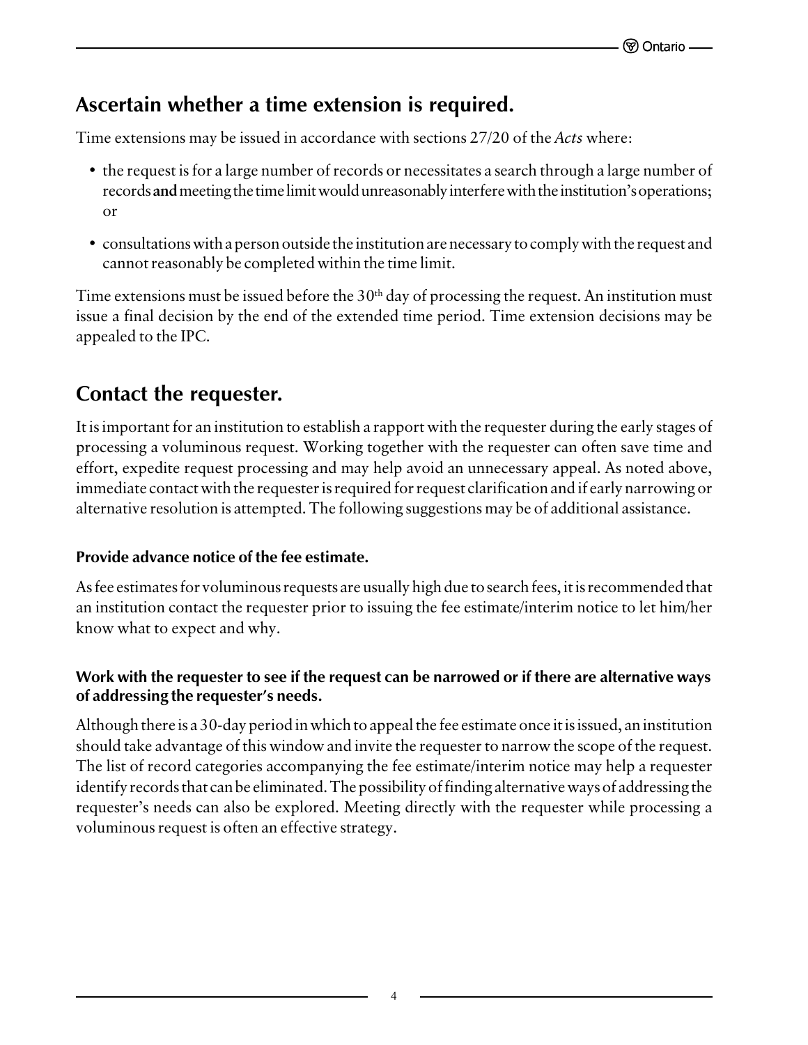## Ascertain whether a time extension is required.

Time extensions may be issued in accordance with sections 27/20 of the *Acts* where:

- the request is for a large number of records or necessitates a search through a large number of records **and** meeting the time limit would unreasonably interfere with the institution's operations; or
- consultations with a person outside the institution are necessary to comply with the request and cannot reasonably be completed within the time limit.

Time extensions must be issued before the 30th day of processing the request. An institution must issue a final decision by the end of the extended time period. Time extension decisions may be appealed to the IPC.

## Contact the requester.

It is important for an institution to establish a rapport with the requester during the early stages of processing a voluminous request. Working together with the requester can often save time and effort, expedite request processing and may help avoid an unnecessary appeal. As noted above, immediate contact with the requester is required for request clarification and if early narrowing or alternative resolution is attempted. The following suggestions may be of additional assistance.

### Provide advance notice of the fee estimate.

As fee estimates for voluminous requests are usually high due to search fees, it is recommended that an institution contact the requester prior to issuing the fee estimate/interim notice to let him/her know what to expect and why.

### Work with the requester to see if the request can be narrowed or if there are alternative ways of addressing the requester's needs.

Although there is a 30-day period in which to appeal the fee estimate once it is issued, an institution should take advantage of this window and invite the requester to narrow the scope of the request. The list of record categories accompanying the fee estimate/interim notice may help a requester identify records that can be eliminated. The possibility of finding alternative ways of addressing the requester's needs can also be explored. Meeting directly with the requester while processing a voluminous request is often an effective strategy.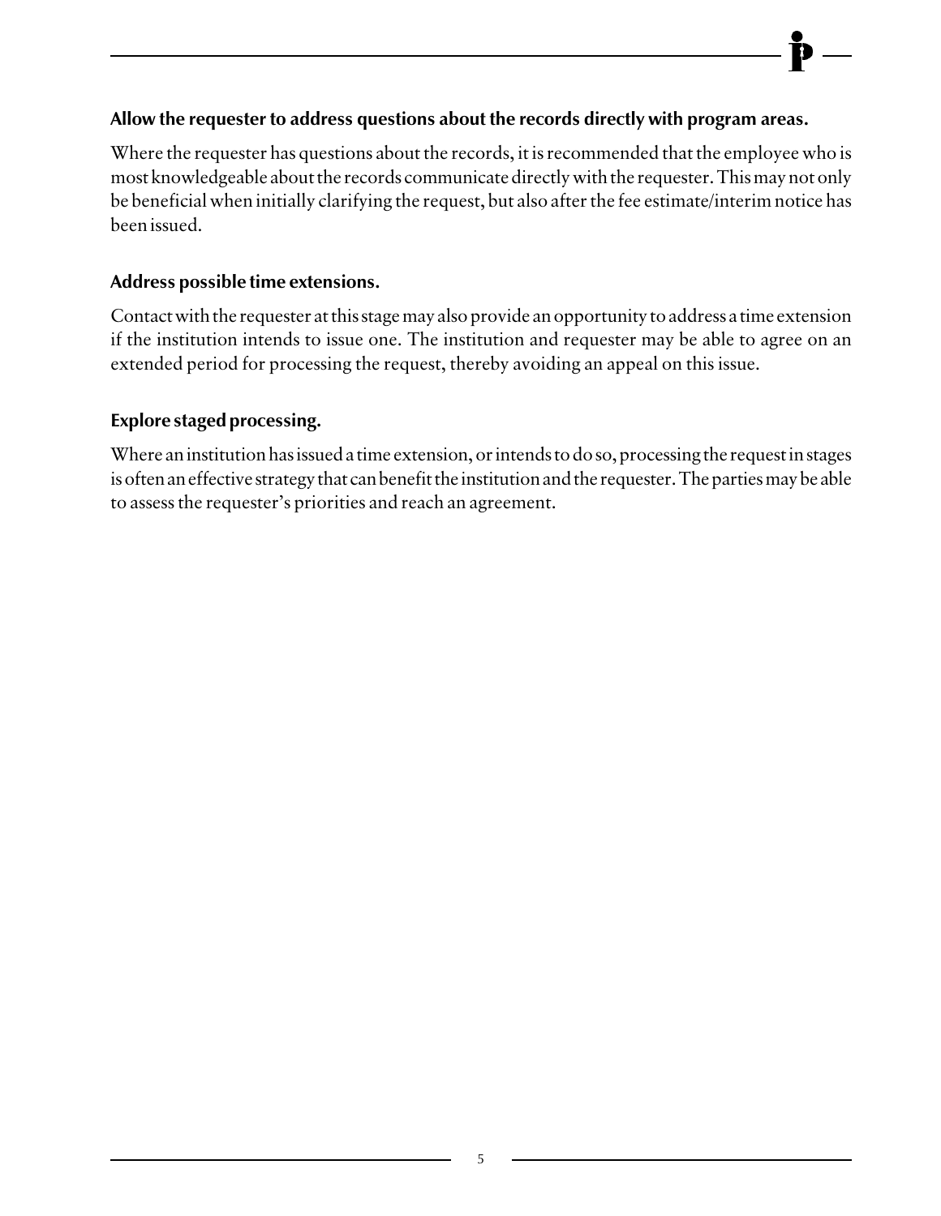**Allow the requester to address questions about the records directly with program areas.**

Where the requester has questions about the records, it is recommended that the employee who is most knowledgeable about the records communicate directly with the requester. This may not only be beneficial when initially clarifying the request, but also after the fee estimate/interim notice has been issued.

**Address possible time extensions.**

Contact with the requester at this stage may also provide an opportunity to address a time extension if the institution intends to issue one. The institution and requester may be able to agree on an extended period for processing the request, thereby avoiding an appeal on this issue.

**Explore staged processing.**

Where an institution has issued a time extension, or intends to do so, processing the request in stages is often an effective strategy that can benefit the institution and the requester. The parties may be able to assess the requester's priorities and reach an agreement.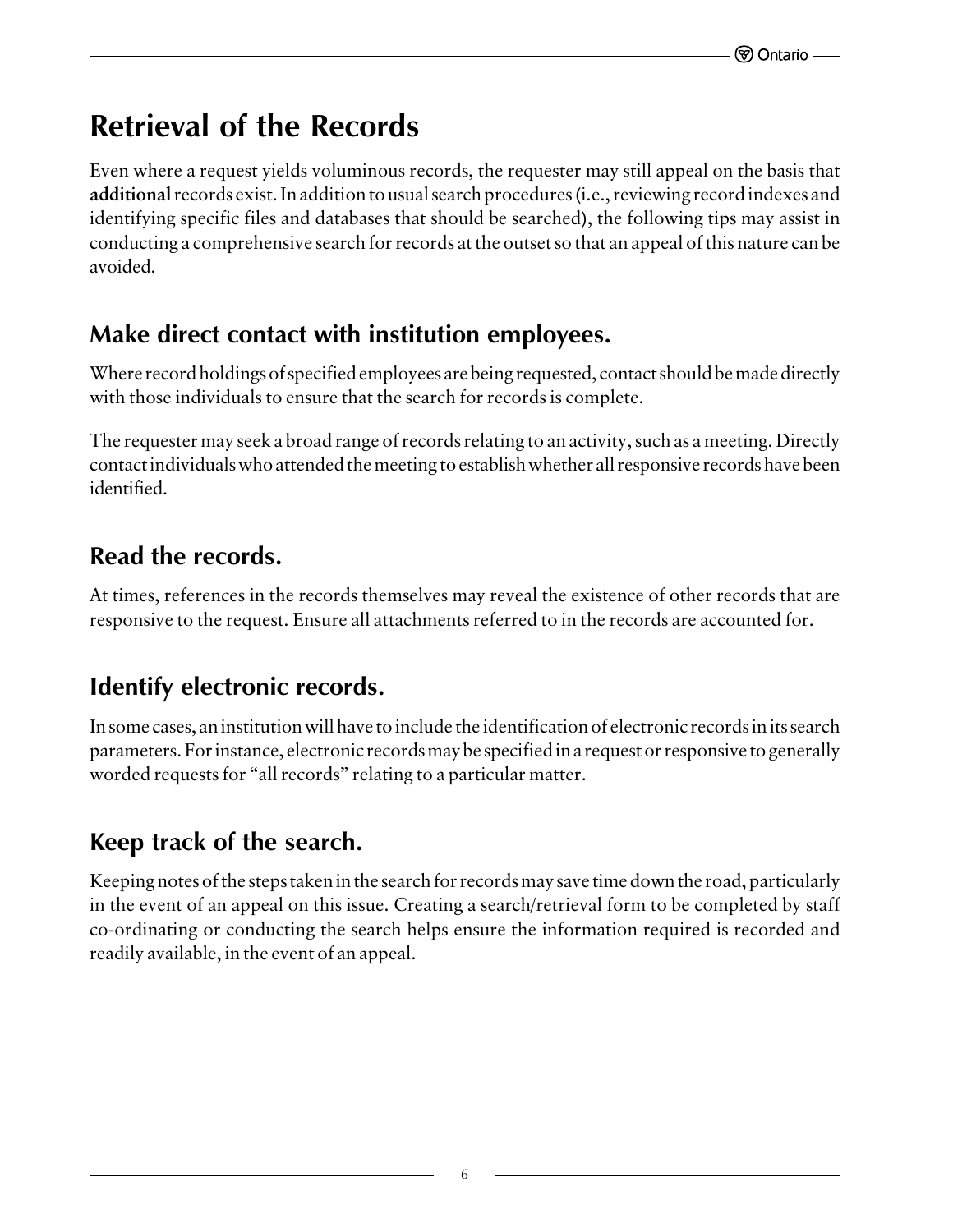# Retrieval of the Records

Even where a request yields voluminous records, the requester may still appeal on the basis that **additional** records exist. In addition to usual search procedures (i.e., reviewing record indexes and identifying specific files and databases that should be searched), the following tips may assist in conducting a comprehensive search for records at the outset so that an appeal of this nature can be avoided.

## Make direct contact with institution employees.

Where record holdings of specified employees are being requested, contact should be made directly with those individuals to ensure that the search for records is complete.

The requester may seek a broad range of records relating to an activity, such as a meeting. Directly contact individuals who attended the meeting to establish whether all responsive records have been identified.

## Read the records.

At times, references in the records themselves may reveal the existence of other records that are responsive to the request. Ensure all attachments referred to in the records are accounted for.

## Identify electronic records.

In some cases, an institution will have to include the identification of electronic records in its search parameters. For instance, electronic records may be specified in a request or responsive to generally worded requests for "all records" relating to a particular matter.

## Keep track of the search.

Keeping notes of the steps taken in the search for records may save time down the road, particularly in the event of an appeal on this issue. Creating a search/retrieval form to be completed by staff co-ordinating or conducting the search helps ensure the information required is recorded and readily available, in the event of an appeal.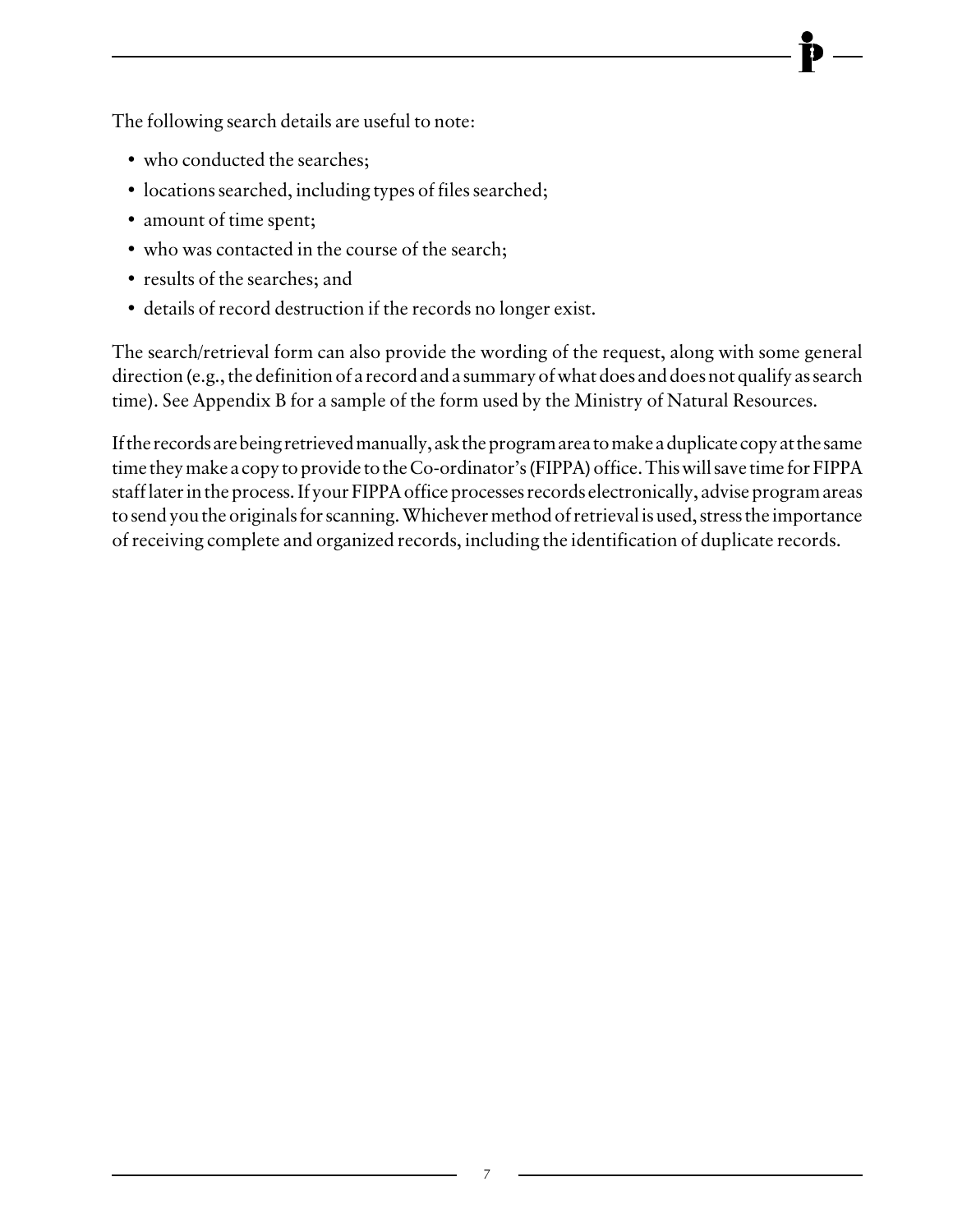The following search details are useful to note:

- who conducted the searches;
- locations searched, including types of files searched;
- amount of time spent;
- who was contacted in the course of the search;
- results of the searches; and
- details of record destruction if the records no longer exist.

The search/retrieval form can also provide the wording of the request, along with some general direction (e.g., the definition of a record and a summary of what does and does not qualify as search time). See Appendix B for a sample of the form used by the Ministry of Natural Resources.

If the records are being retrieved manually, ask the program area to make a duplicate copy at the same time they make a copy to provide to the Co-ordinator's (FIPPA) office. This will save time for FIPPA staff later in the process. If your FIPPA office processes records electronically, advise program areas to send you the originals for scanning. Whichever method of retrieval is used, stress the importance of receiving complete and organized records, including the identification of duplicate records.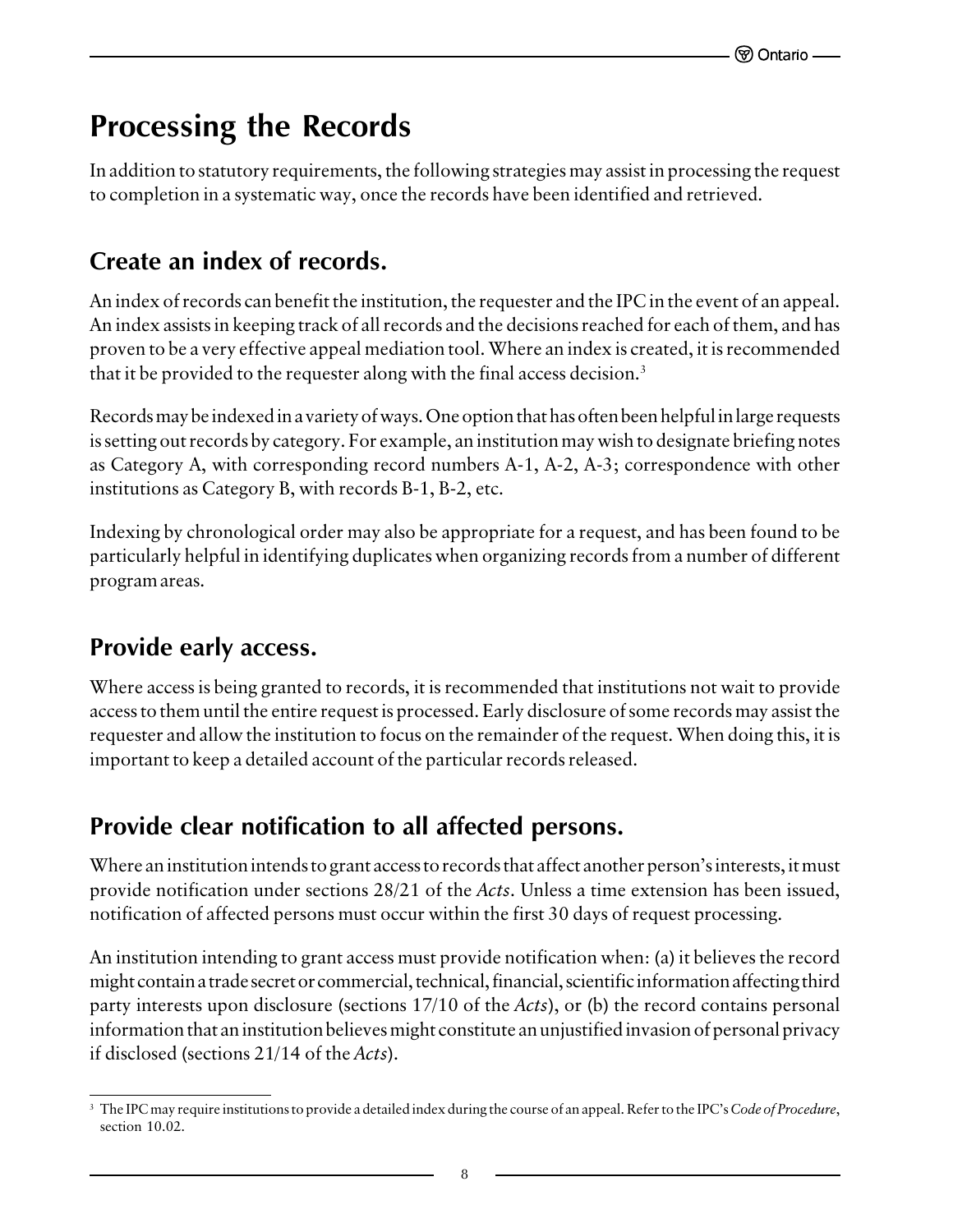# Processing the Records

In addition to statutory requirements, the following strategies may assist in processing the request to completion in a systematic way, once the records have been identified and retrieved.

## Create an index of records.

An index of records can benefit the institution, the requester and the IPC in the event of an appeal. An index assists in keeping track of all records and the decisions reached for each of them, and has proven to be a very effective appeal mediation tool. Where an index is created, it is recommended that it be provided to the requester along with the final access decision.[3]

Records may be indexed in a variety of ways. One option that has often been helpful in large requests is setting out records by category. For example, an institution may wish to designate briefing notes as Category A, with corresponding record numbers A-1, A-2, A-3; correspondence with other institutions as Category B, with records B-1, B-2, etc.

Indexing by chronological order may also be appropriate for a request, and has been found to be particularly helpful in identifying duplicates when organizing records from a number of different program areas.

## Provide early access.

Where access is being granted to records, it is recommended that institutions not wait to provide access to them until the entire request is processed. Early disclosure of some records may assist the requester and allow the institution to focus on the remainder of the request. When doing this, it is important to keep a detailed account of the particular records released.

## Provide clear notification to all affected persons.

Where an institution intends to grant access to records that affect another person's interests, it must provide notification under sections 28/21 of the *Acts*. Unless a time extension has been issued, notification of affected persons must occur within the first 30 days of request processing.

An institution intending to grant access must provide notification when: (a) it believes the record might contain a trade secret or commercial, technical, financial, scientific information affecting third party interests upon disclosure (sections 17/10 of the *Acts*), or (b) the record contains personal information that an institution believes might constitute an unjustified invasion of personal privacy if disclosed (sections 21/14 of the *Acts*).

---

[3] The IPC may require institutions to provide a detailed index during the course of an appeal. Refer to the IPC's *Code of Procedure*, section 10.02.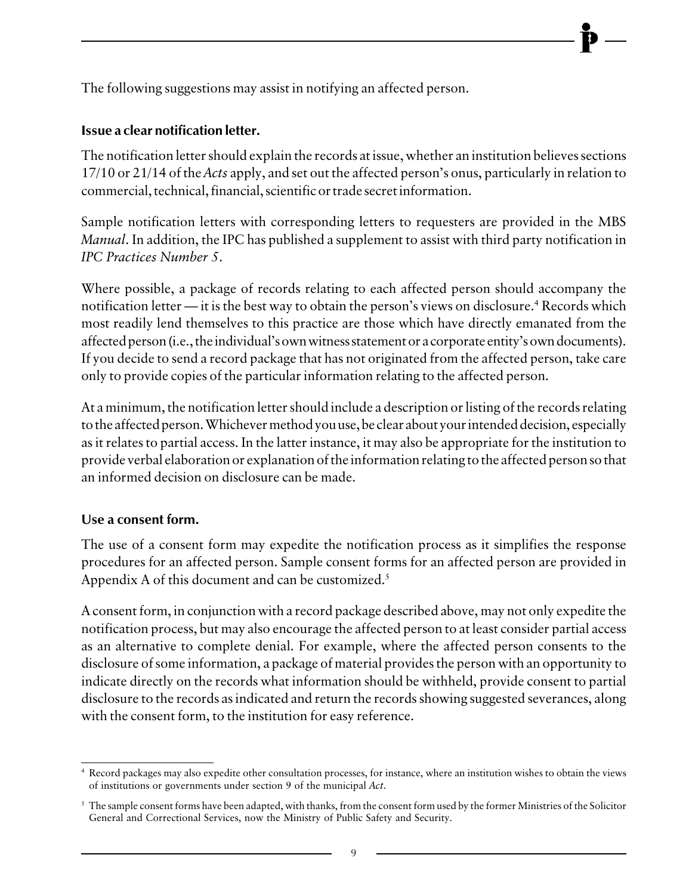The following suggestions may assist in notifying an affected person.

**Issue a clear notification letter.**

The notification letter should explain the records at issue, whether an institution believes sections 17/10 or 21/14 of the *Acts* apply, and set out the affected person's onus, particularly in relation to commercial, technical, financial, scientific or trade secret information.

Sample notification letters with corresponding letters to requesters are provided in the MBS *Manual*. In addition, the IPC has published a supplement to assist with third party notification in *IPC Practices Number 5*.

Where possible, a package of records relating to each affected person should accompany the notification letter — it is the best way to obtain the person's views on disclosure.[4] Records which most readily lend themselves to this practice are those which have directly emanated from the affected person (i.e., the individual's own witness statement or a corporate entity's own documents). If you decide to send a record package that has not originated from the affected person, take care only to provide copies of the particular information relating to the affected person.

At a minimum, the notification letter should include a description or listing of the records relating to the affected person. Whichever method you use, be clear about your intended decision, especially as it relates to partial access. In the latter instance, it may also be appropriate for the institution to provide verbal elaboration or explanation of the information relating to the affected person so that an informed decision on disclosure can be made.

**Use a consent form.**

The use of a consent form may expedite the notification process as it simplifies the response procedures for an affected person. Sample consent forms for an affected person are provided in Appendix A of this document and can be customized.[5]

A consent form, in conjunction with a record package described above, may not only expedite the notification process, but may also encourage the affected person to at least consider partial access as an alternative to complete denial. For example, where the affected person consents to the disclosure of some information, a package of material provides the person with an opportunity to indicate directly on the records what information should be withheld, provide consent to partial disclosure to the records as indicated and return the records showing suggested severances, along with the consent form, to the institution for easy reference.

---

[4] Record packages may also expedite other consultation processes, for instance, where an institution wishes to obtain the views of institutions or governments under section 9 of the municipal *Act*.

[5] The sample consent forms have been adapted, with thanks, from the consent form used by the former Ministries of the Solicitor General and Correctional Services, now the Ministry of Public Safety and Security.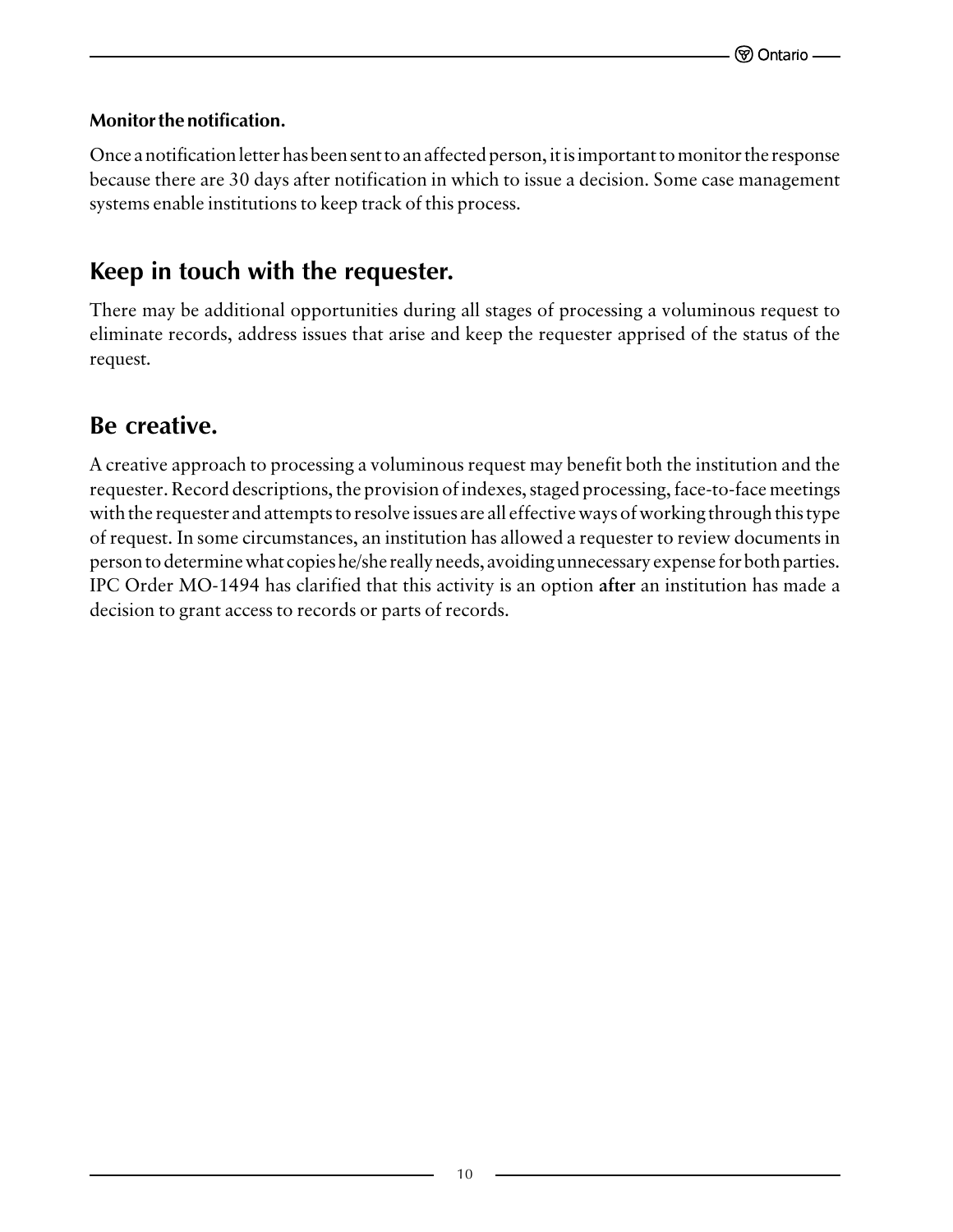### Monitor the notification.

Once a notification letter has been sent to an affected person, it is important to monitor the response because there are 30 days after notification in which to issue a decision. Some case management systems enable institutions to keep track of this process.

## Keep in touch with the requester.

There may be additional opportunities during all stages of processing a voluminous request to eliminate records, address issues that arise and keep the requester apprised of the status of the request.

## Be creative.

A creative approach to processing a voluminous request may benefit both the institution and the requester. Record descriptions, the provision of indexes, staged processing, face-to-face meetings with the requester and attempts to resolve issues are all effective ways of working through this type of request. In some circumstances, an institution has allowed a requester to review documents in person to determine what copies he/she really needs, avoiding unnecessary expense for both parties. IPC Order MO-1494 has clarified that this activity is an option **after** an institution has made a decision to grant access to records or parts of records.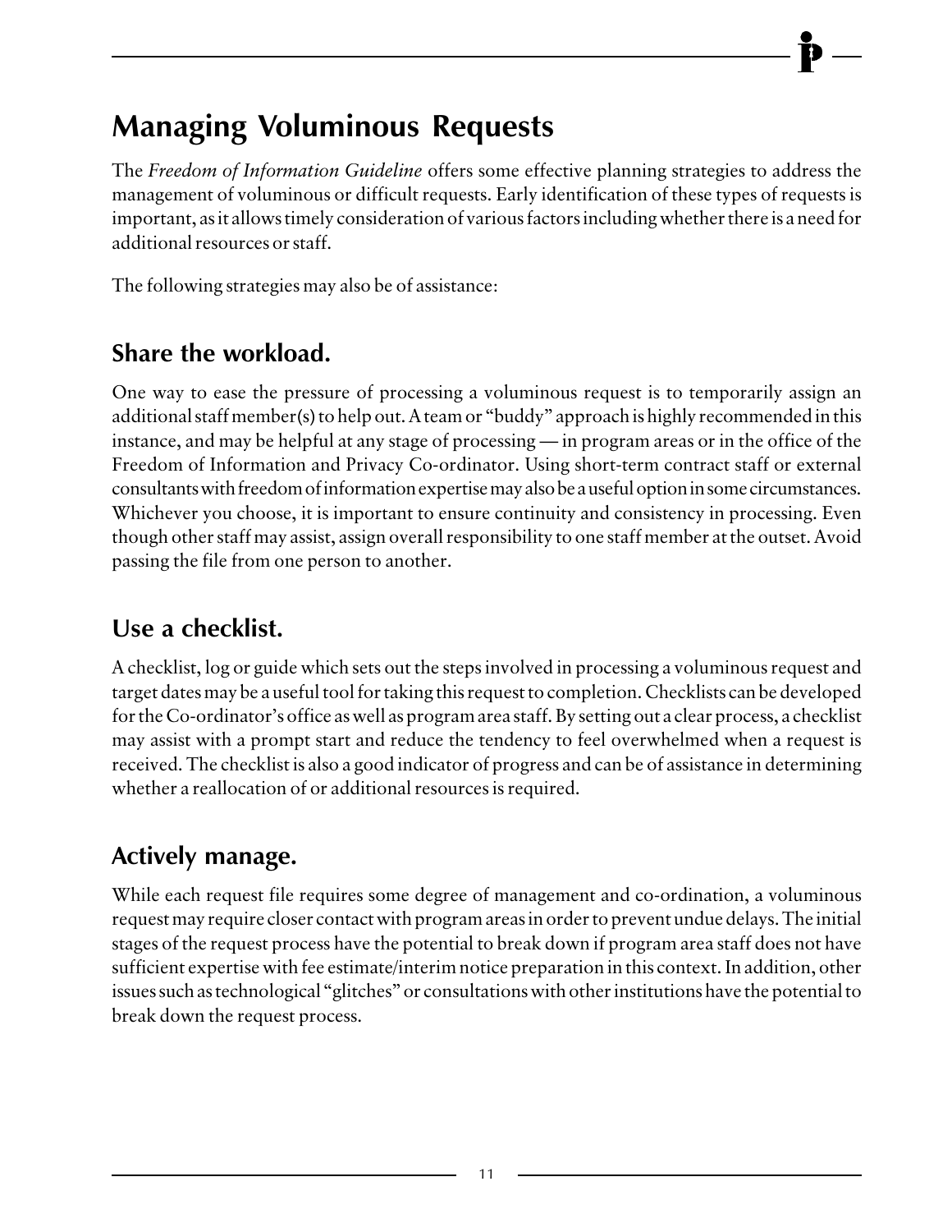# Managing Voluminous Requests

The *Freedom of Information Guideline* offers some effective planning strategies to address the management of voluminous or difficult requests. Early identification of these types of requests is important, as it allows timely consideration of various factors including whether there is a need for additional resources or staff.

The following strategies may also be of assistance:

## Share the workload.

One way to ease the pressure of processing a voluminous request is to temporarily assign an additional staff member(s) to help out. A team or "buddy" approach is highly recommended in this instance, and may be helpful at any stage of processing — in program areas or in the office of the Freedom of Information and Privacy Co-ordinator. Using short-term contract staff or external consultants with freedom of information expertise may also be a useful option in some circumstances. Whichever you choose, it is important to ensure continuity and consistency in processing. Even though other staff may assist, assign overall responsibility to one staff member at the outset. Avoid passing the file from one person to another.

## Use a checklist.

A checklist, log or guide which sets out the steps involved in processing a voluminous request and target dates may be a useful tool for taking this request to completion. Checklists can be developed for the Co-ordinator's office as well as program area staff. By setting out a clear process, a checklist may assist with a prompt start and reduce the tendency to feel overwhelmed when a request is received. The checklist is also a good indicator of progress and can be of assistance in determining whether a reallocation of or additional resources is required.

## Actively manage.

While each request file requires some degree of management and co-ordination, a voluminous request may require closer contact with program areas in order to prevent undue delays. The initial stages of the request process have the potential to break down if program area staff does not have sufficient expertise with fee estimate/interim notice preparation in this context. In addition, other issues such as technological "glitches" or consultations with other institutions have the potential to break down the request process.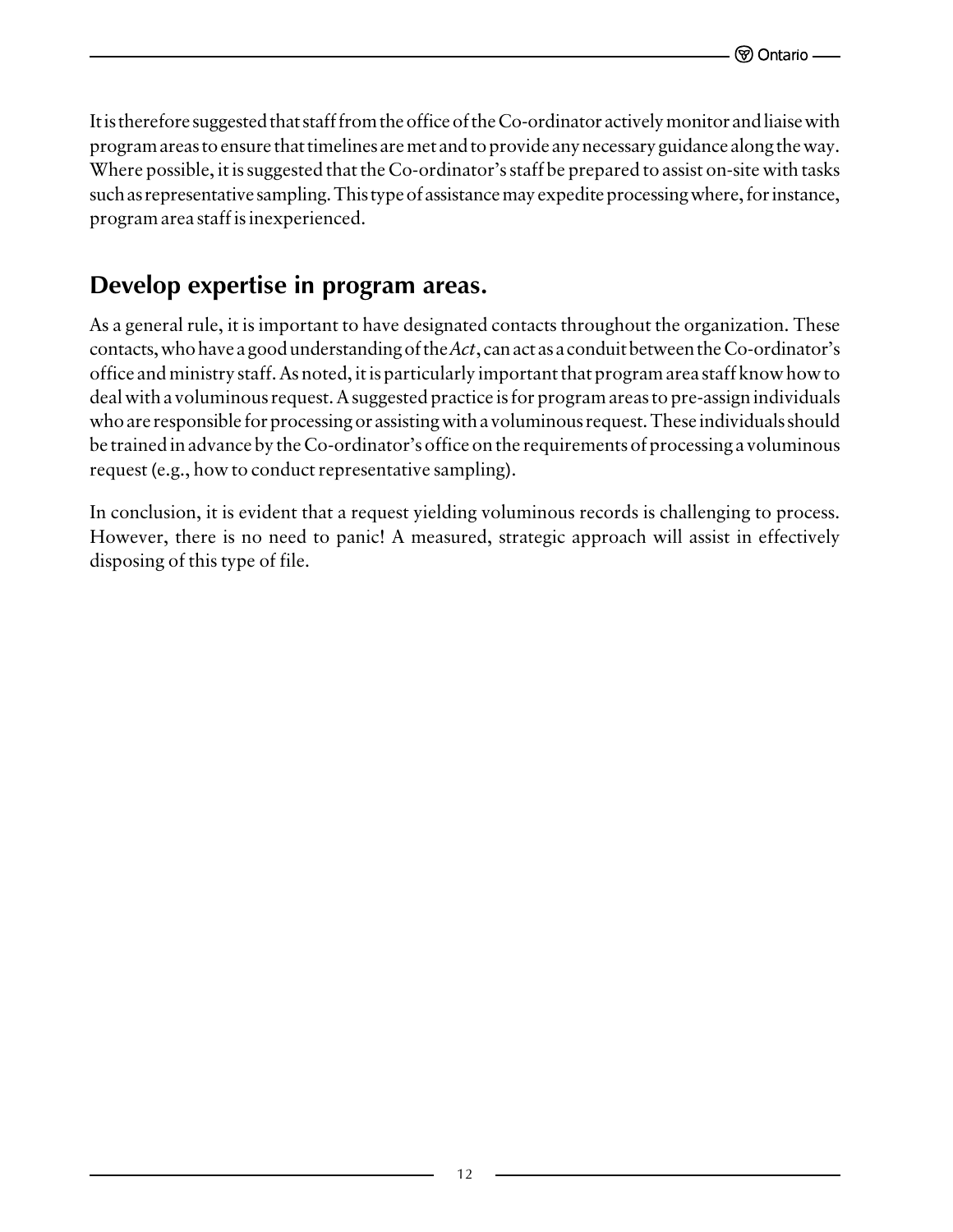It is therefore suggested that staff from the office of the Co-ordinator actively monitor and liaise with program areas to ensure that timelines are met and to provide any necessary guidance along the way. Where possible, it is suggested that the Co-ordinator's staff be prepared to assist on-site with tasks such as representative sampling. This type of assistance may expedite processing where, for instance, program area staff is inexperienced.

## Develop expertise in program areas.

As a general rule, it is important to have designated contacts throughout the organization. These contacts, who have a good understanding of the *Act*, can act as a conduit between the Co-ordinator's office and ministry staff. As noted, it is particularly important that program area staff know how to deal with a voluminous request. A suggested practice is for program areas to pre-assign individuals who are responsible for processing or assisting with a voluminous request. These individuals should be trained in advance by the Co-ordinator's office on the requirements of processing a voluminous request (e.g., how to conduct representative sampling).

In conclusion, it is evident that a request yielding voluminous records is challenging to process. However, there is no need to panic! A measured, strategic approach will assist in effectively disposing of this type of file.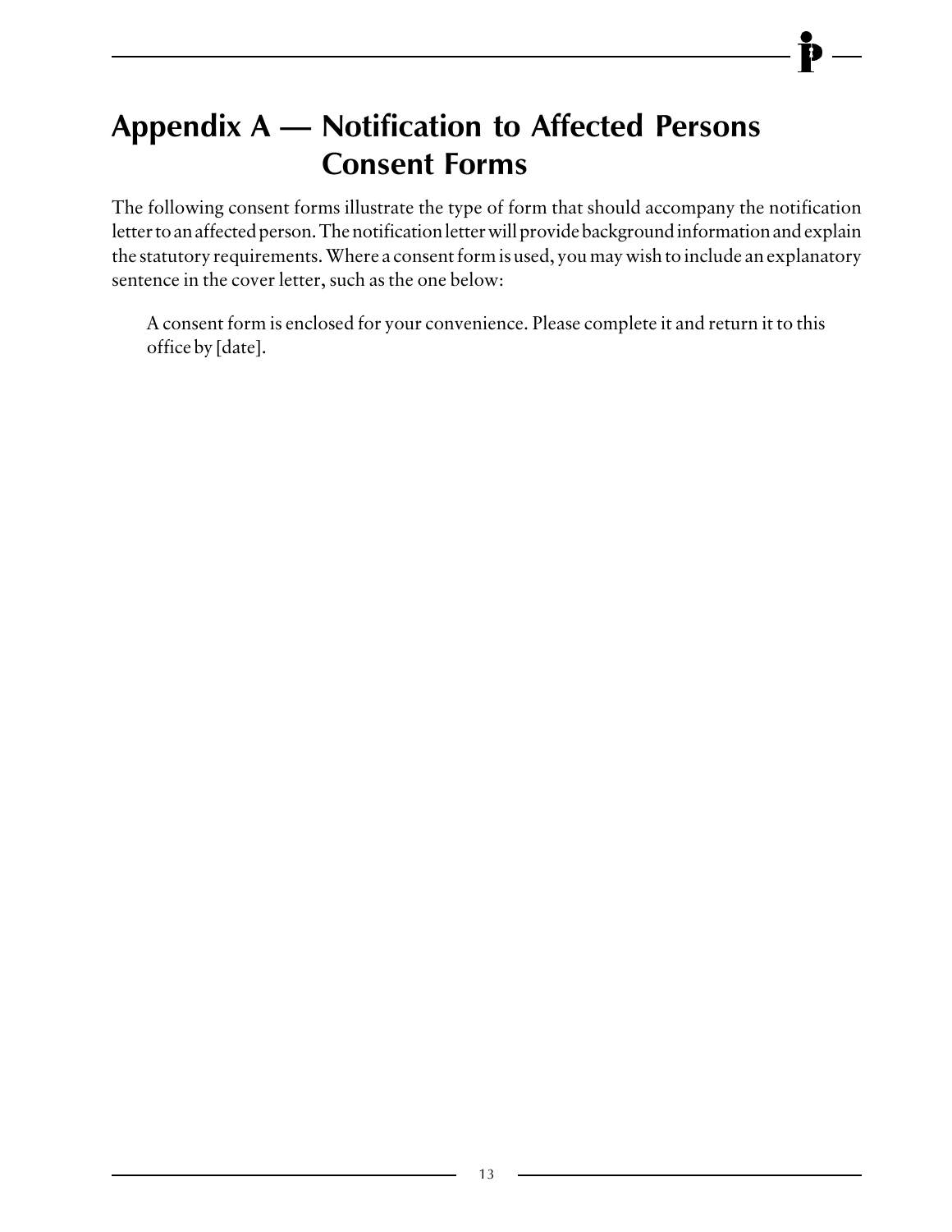# Appendix A — Notification to Affected Persons Consent Forms

The following consent forms illustrate the type of form that should accompany the notification letter to an affected person. The notification letter will provide background information and explain the statutory requirements. Where a consent form is used, you may wish to include an explanatory sentence in the cover letter, such as the one below:

> A consent form is enclosed for your convenience. Please complete it and return it to this office by [date].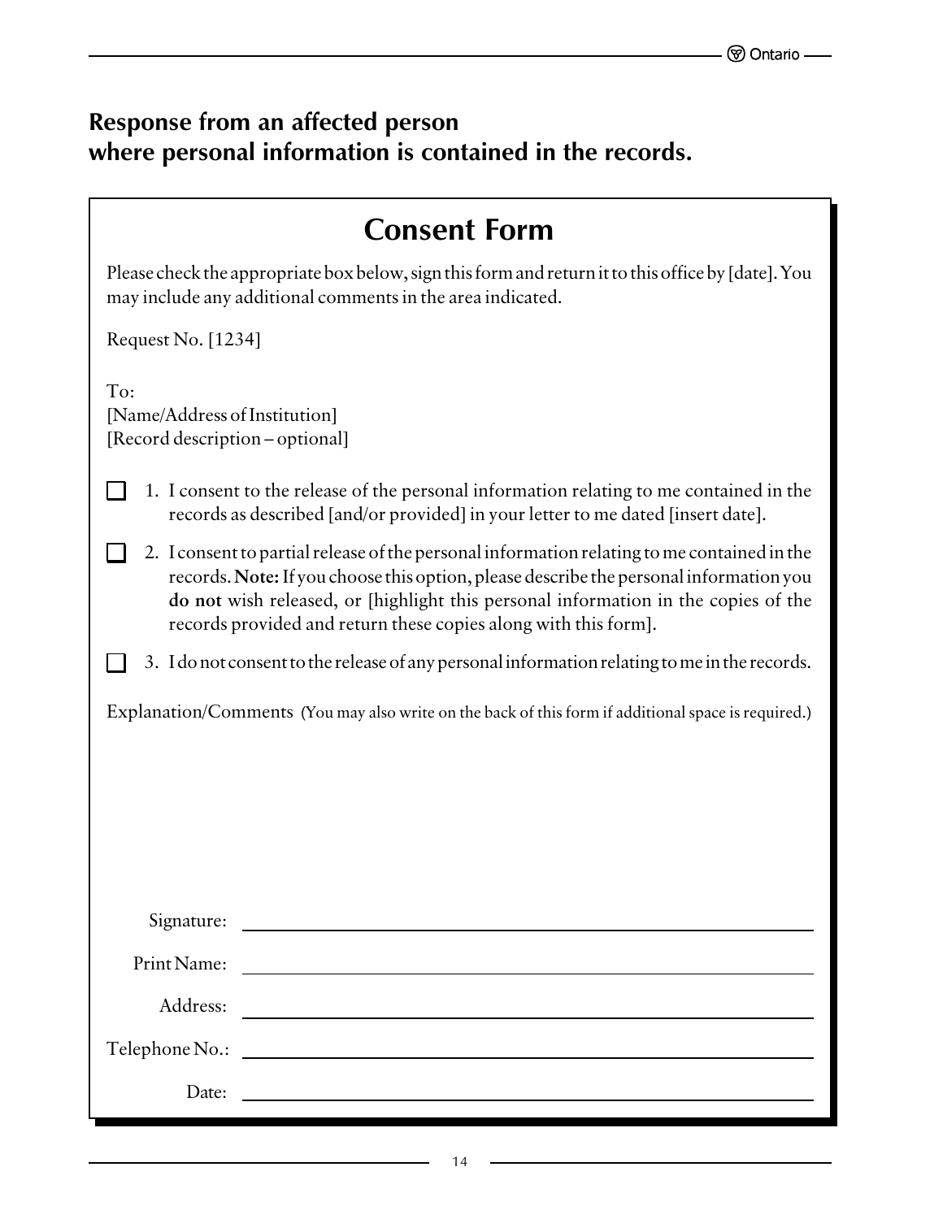## Response from an affected person where personal information is contained in the records.

# Consent Form

Please check the appropriate box below, sign this form and return it to this office by [date]. You may include any additional comments in the area indicated.

Request No. [1234]

To:
[Name/Address of Institution]
[Record description – optional]

☐ 1. I consent to the release of the personal information relating to me contained in the records as described [and/or provided] in your letter to me dated [insert date].

☐ 2. I consent to partial release of the personal information relating to me contained in the records. **Note:** If you choose this option, please describe the personal information you **do not** wish released, or [highlight this personal information in the copies of the records provided and return these copies along with this form].

☐ 3. I do not consent to the release of any personal information relating to me in the records.

Explanation/Comments (You may also write on the back of this form if additional space is required.)

Signature: ____________________

Print Name: ____________________

Address: ____________________

Telephone No.: ____________________

Date: ____________________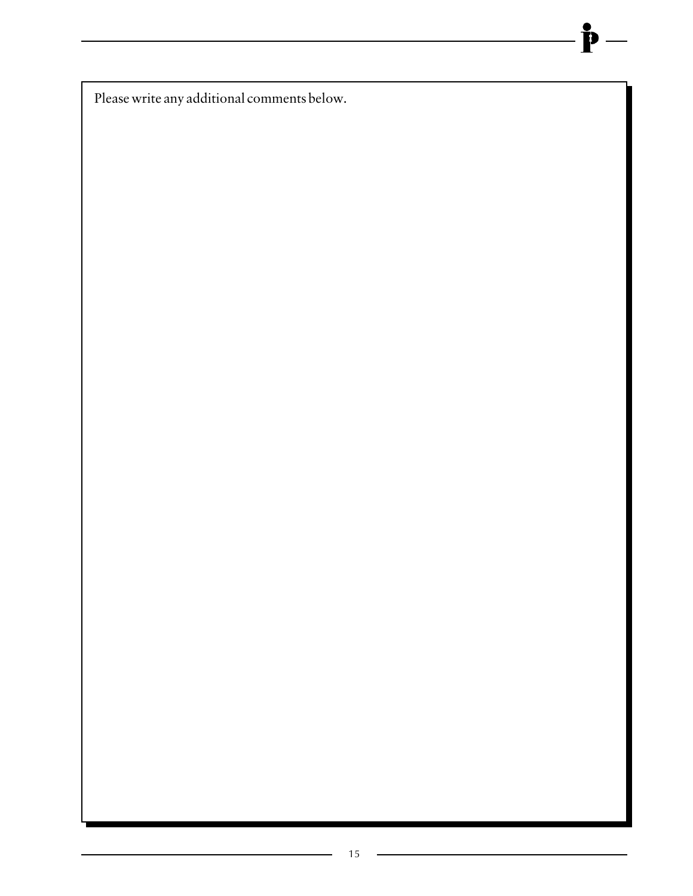Please write any additional comments below.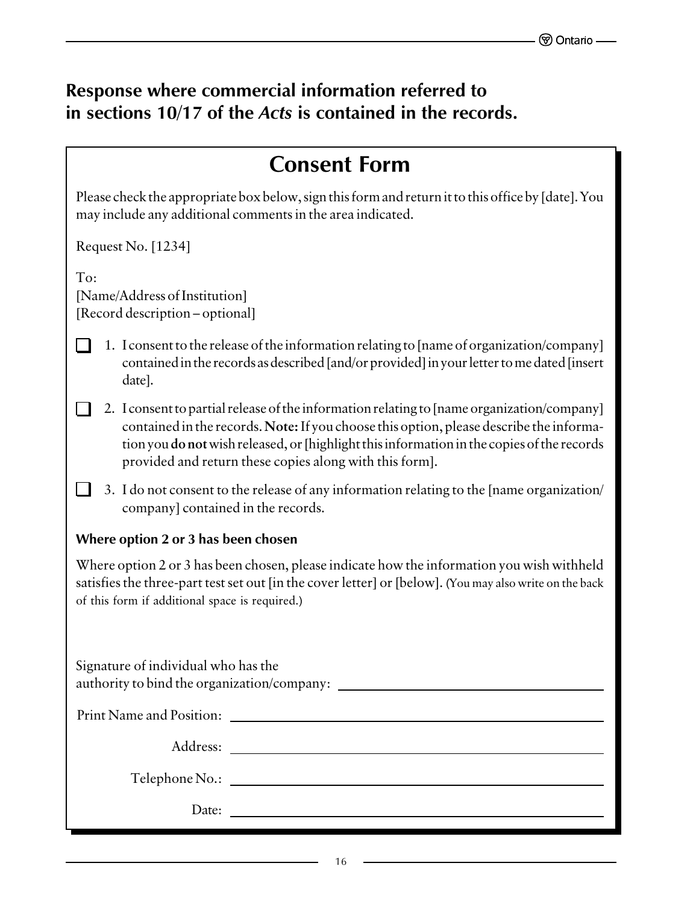## Response where commercial information referred to in sections 10/17 of the *Acts* is contained in the records.

# Consent Form

Please check the appropriate box below, sign this form and return it to this office by [date]. You may include any additional comments in the area indicated.

Request No. [1234]

To:
[Name/Address of Institution]
[Record description – optional]

☐ 1. I consent to the release of the information relating to [name of organization/company] contained in the records as described [and/or provided] in your letter to me dated [insert date].

☐ 2. I consent to partial release of the information relating to [name organization/company] contained in the records. **Note:** If you choose this option, please describe the information you **do not** wish released, or [highlight this information in the copies of the records provided and return these copies along with this form].

☐ 3. I do not consent to the release of any information relating to the [name organization/company] contained in the records.

### Where option 2 or 3 has been chosen

Where option 2 or 3 has been chosen, please indicate how the information you wish withheld satisfies the three-part test set out [in the cover letter] or [below]. (You may also write on the back of this form if additional space is required.)

Signature of individual who has the authority to bind the organization/company: ______________________

Print Name and Position: ______________________

Address: ______________________

Telephone No.: ______________________

Date: ______________________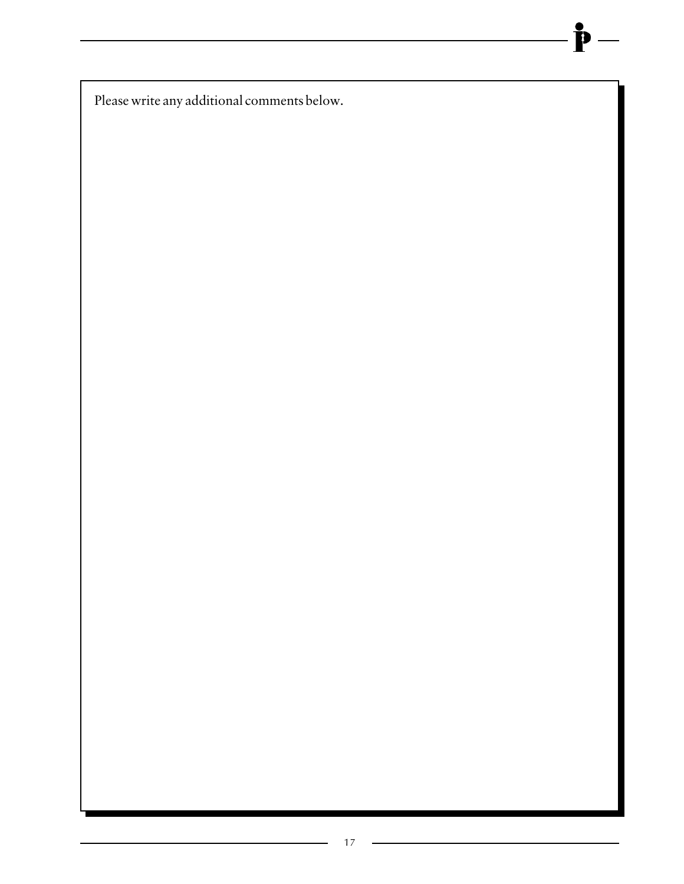Please write any additional comments below.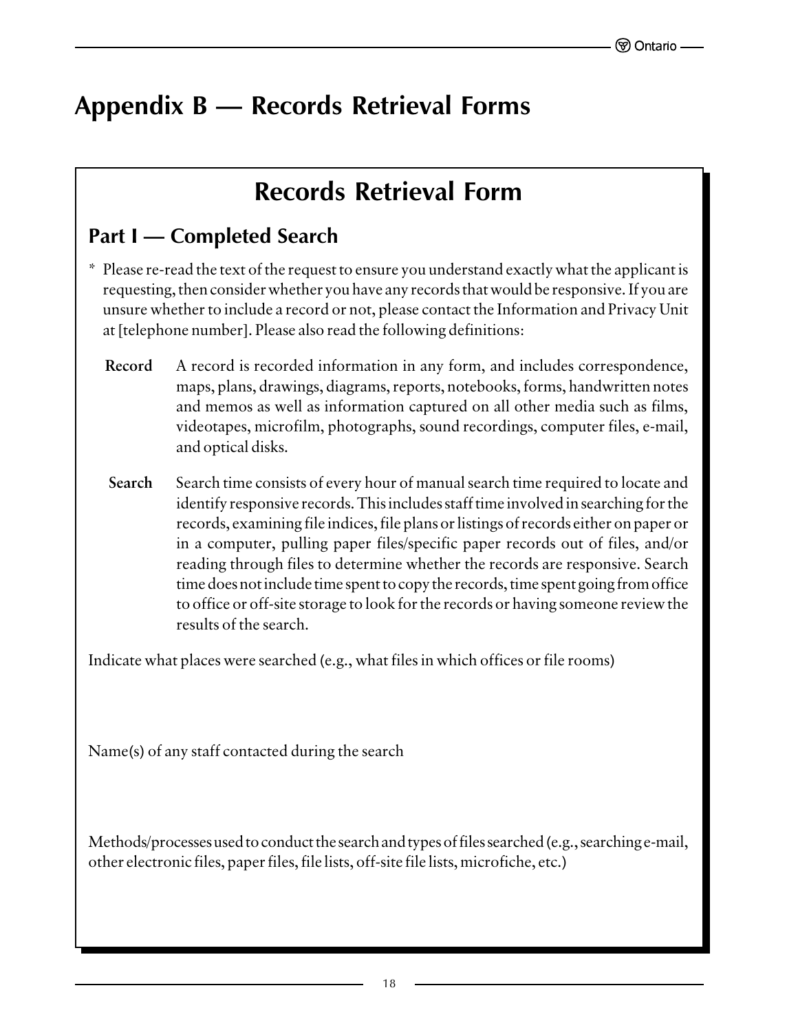# Appendix B — Records Retrieval Forms

## Records Retrieval Form

### Part I — Completed Search

* Please re-read the text of the request to ensure you understand exactly what the applicant is requesting, then consider whether you have any records that would be responsive. If you are unsure whether to include a record or not, please contact the Information and Privacy Unit at [telephone number]. Please also read the following definitions:

**Record** A record is recorded information in any form, and includes correspondence, maps, plans, drawings, diagrams, reports, notebooks, forms, handwritten notes and memos as well as information captured on all other media such as films, videotapes, microfilm, photographs, sound recordings, computer files, e-mail, and optical disks.

**Search** Search time consists of every hour of manual search time required to locate and identify responsive records. This includes staff time involved in searching for the records, examining file indices, file plans or listings of records either on paper or in a computer, pulling paper files/specific paper records out of files, and/or reading through files to determine whether the records are responsive. Search time does not include time spent to copy the records, time spent going from office to office or off-site storage to look for the records or having someone review the results of the search.

Indicate what places were searched (e.g., what files in which offices or file rooms)

Name(s) of any staff contacted during the search

Methods/processes used to conduct the search and types of files searched (e.g., searching e-mail, other electronic files, paper files, file lists, off-site file lists, microfiche, etc.)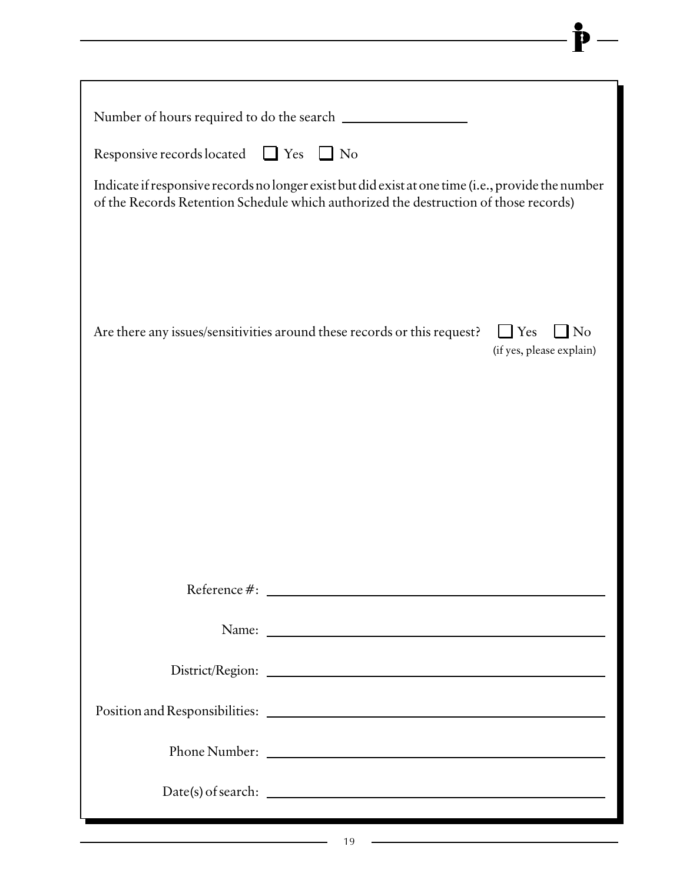Number of hours required to do the search ______________

Responsive records located ☐ Yes ☐ No

Indicate if responsive records no longer exist but did exist at one time (i.e., provide the number of the Records Retention Schedule which authorized the destruction of those records)

Are there any issues/sensitivities around these records or this request? ☐ Yes ☐ No
(if yes, please explain)

Reference #: ______________________________

Name: ______________________________

District/Region: ______________________________

Position and Responsibilities: ______________________________

Phone Number: ______________________________

Date(s) of search: ______________________________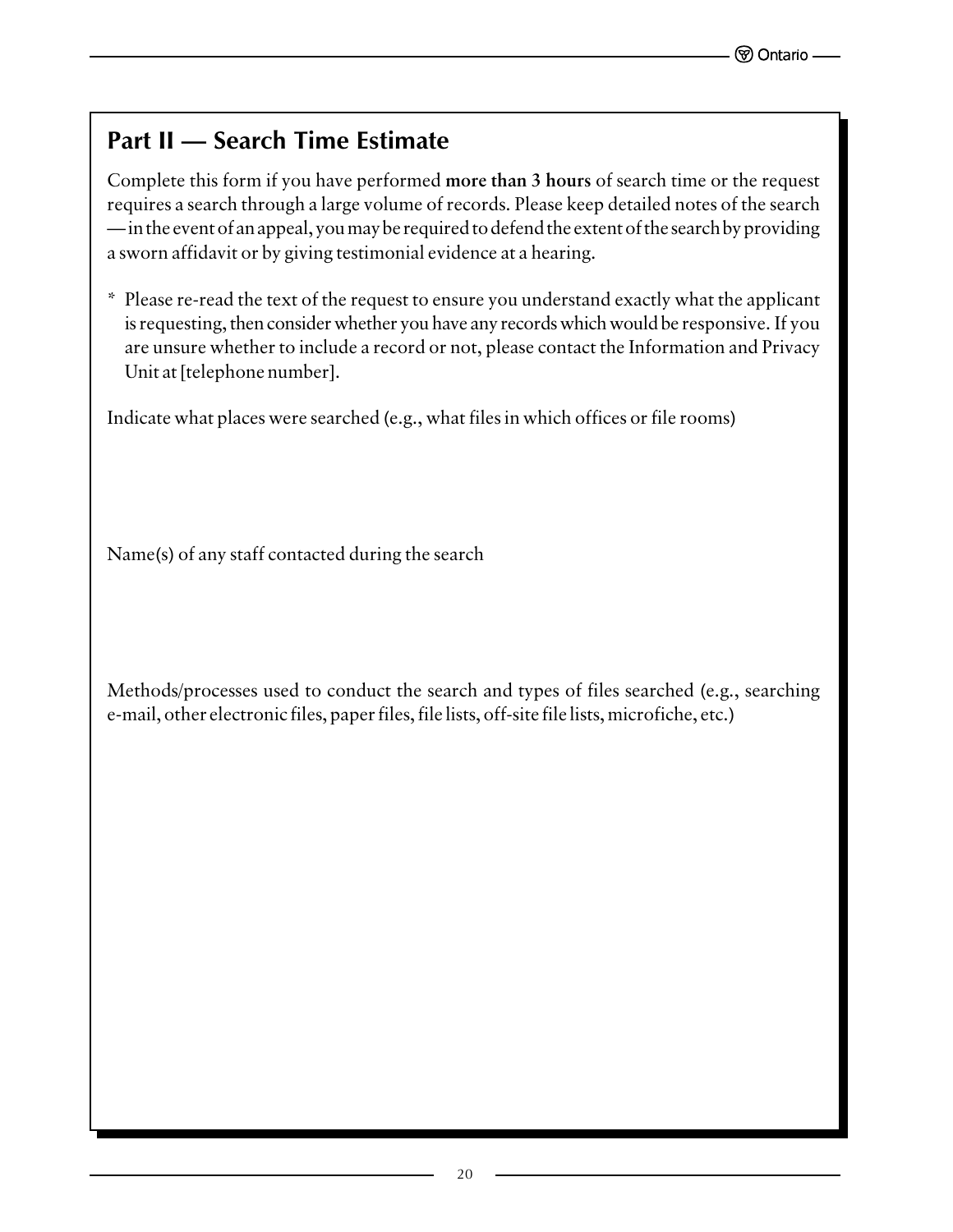## Part II — Search Time Estimate

Complete this form if you have performed **more than 3 hours** of search time or the request requires a search through a large volume of records. Please keep detailed notes of the search — in the event of an appeal, you may be required to defend the extent of the search by providing a sworn affidavit or by giving testimonial evidence at a hearing.

\* Please re-read the text of the request to ensure you understand exactly what the applicant is requesting, then consider whether you have any records which would be responsive. If you are unsure whether to include a record or not, please contact the Information and Privacy Unit at [telephone number].

Indicate what places were searched (e.g., what files in which offices or file rooms)

Name(s) of any staff contacted during the search

Methods/processes used to conduct the search and types of files searched (e.g., searching e-mail, other electronic files, paper files, file lists, off-site file lists, microfiche, etc.)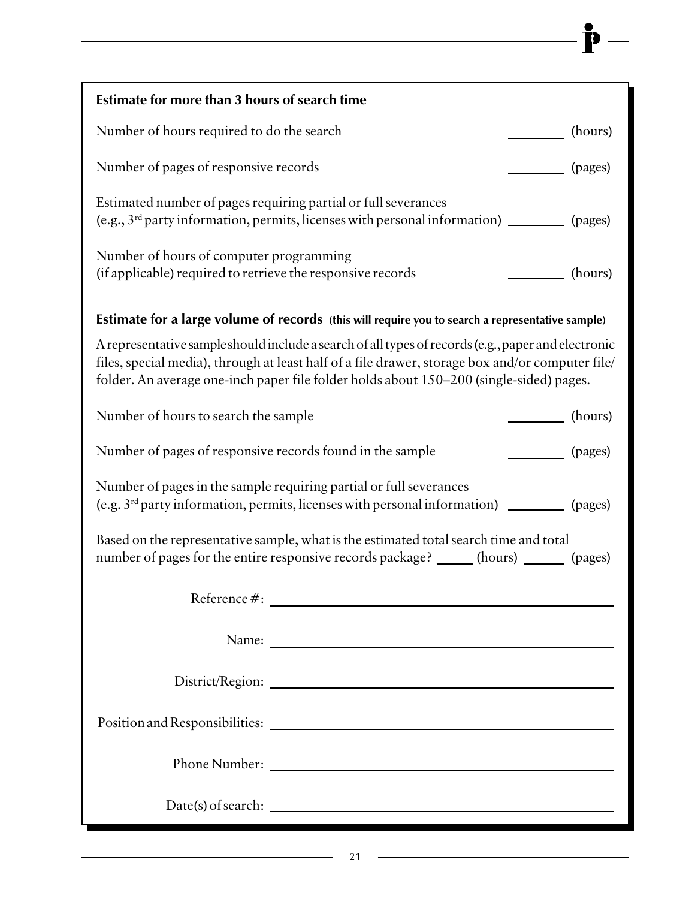### Estimate for more than 3 hours of search time

Number of hours required to do the search ________ (hours)

Number of pages of responsive records ________ (pages)

Estimated number of pages requiring partial or full severances
(e.g., 3rd party information, permits, licenses with personal information) ________ (pages)

Number of hours of computer programming
(if applicable) required to retrieve the responsive records ________ (hours)

### Estimate for a large volume of records (this will require you to search a representative sample)

A representative sample should include a search of all types of records (e.g., paper and electronic files, special media), through at least half of a file drawer, storage box and/or computer file/folder. An average one-inch paper file folder holds about 150–200 (single-sided) pages.

Number of hours to search the sample ________ (hours)

Number of pages of responsive records found in the sample ________ (pages)

Number of pages in the sample requiring partial or full severances
(e.g. 3rd party information, permits, licenses with personal information) ________ (pages)

Based on the representative sample, what is the estimated total search time and total number of pages for the entire responsive records package? _____ (hours) ______ (pages)

Reference #: ________________________________________

Name: ________________________________________

District/Region: ________________________________________

Position and Responsibilities: ________________________________________

Phone Number: ________________________________________

Date(s) of search: ________________________________________